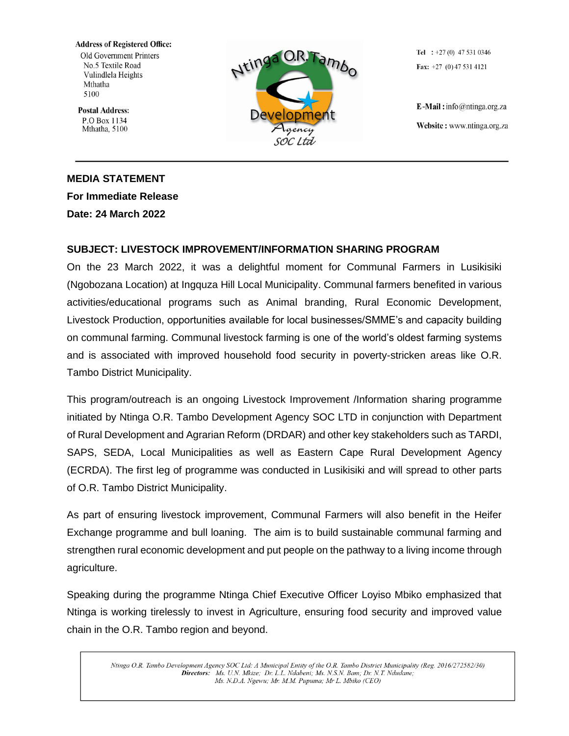**Address of Registered Office:**
Old Government Printers
No.5 Textile Road
Vulindlela Heights
Mthatha
5100

**Postal Address:**
P.O Box 1134
Mthatha, 5100

Ntinga O.R. Tambo Development Agency SOC Ltd

**Tel** : +27 (0) 47 531 0346
**Fax:** +27 (0) 47 531 4121

**E-Mail :** info@ntinga.org.za
**Website :** www.ntinga.org.za

---

**MEDIA STATEMENT**
**For Immediate Release**
**Date: 24 March 2022**

**SUBJECT: LIVESTOCK IMPROVEMENT/INFORMATION SHARING PROGRAM**

On the 23 March 2022, it was a delightful moment for Communal Farmers in Lusikisiki (Ngobozana Location) at Ingquza Hill Local Municipality. Communal farmers benefited in various activities/educational programs such as Animal branding, Rural Economic Development, Livestock Production, opportunities available for local businesses/SMME's and capacity building on communal farming. Communal livestock farming is one of the world's oldest farming systems and is associated with improved household food security in poverty-stricken areas like O.R. Tambo District Municipality.

This program/outreach is an ongoing Livestock Improvement /Information sharing programme initiated by Ntinga O.R. Tambo Development Agency SOC LTD in conjunction with Department of Rural Development and Agrarian Reform (DRDAR) and other key stakeholders such as TARDI, SAPS, SEDA, Local Municipalities as well as Eastern Cape Rural Development Agency (ECRDA). The first leg of programme was conducted in Lusikisiki and will spread to other parts of O.R. Tambo District Municipality.

As part of ensuring livestock improvement, Communal Farmers will also benefit in the Heifer Exchange programme and bull loaning. The aim is to build sustainable communal farming and strengthen rural economic development and put people on the pathway to a living income through agriculture.

Speaking during the programme Ntinga Chief Executive Officer Loyiso Mbiko emphasized that Ntinga is working tirelessly to invest in Agriculture, ensuring food security and improved value chain in the O.R. Tambo region and beyond.

*Ntinga O.R. Tambo Development Agency SOC Ltd: A Municipal Entity of the O.R. Tambo District Municipality (Reg. 2016/272582/30)*
***Directors:*** *Ms. U.N. Mkize; Dr. L.L. Ndabeni; Ms. N.S.N. Bam; Dr. N.T. Ndudane; Ms. N.D.A. Ngewu; Mr. M.M. Pupuma; Mr L. Mbiko (CEO)*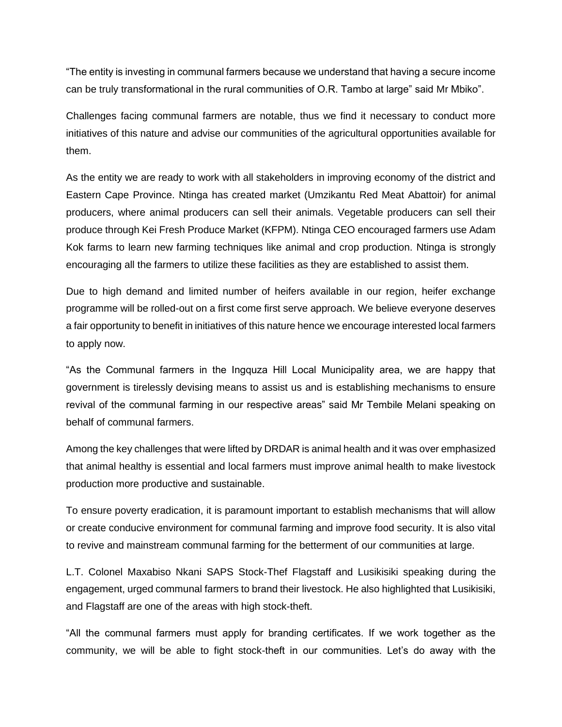"The entity is investing in communal farmers because we understand that having a secure income can be truly transformational in the rural communities of O.R. Tambo at large" said Mr Mbiko".

Challenges facing communal farmers are notable, thus we find it necessary to conduct more initiatives of this nature and advise our communities of the agricultural opportunities available for them.

As the entity we are ready to work with all stakeholders in improving economy of the district and Eastern Cape Province. Ntinga has created market (Umzikantu Red Meat Abattoir) for animal producers, where animal producers can sell their animals. Vegetable producers can sell their produce through Kei Fresh Produce Market (KFPM). Ntinga CEO encouraged farmers use Adam Kok farms to learn new farming techniques like animal and crop production. Ntinga is strongly encouraging all the farmers to utilize these facilities as they are established to assist them.

Due to high demand and limited number of heifers available in our region, heifer exchange programme will be rolled-out on a first come first serve approach. We believe everyone deserves a fair opportunity to benefit in initiatives of this nature hence we encourage interested local farmers to apply now.

"As the Communal farmers in the Ingquza Hill Local Municipality area, we are happy that government is tirelessly devising means to assist us and is establishing mechanisms to ensure revival of the communal farming in our respective areas" said Mr Tembile Melani speaking on behalf of communal farmers.

Among the key challenges that were lifted by DRDAR is animal health and it was over emphasized that animal healthy is essential and local farmers must improve animal health to make livestock production more productive and sustainable.

To ensure poverty eradication, it is paramount important to establish mechanisms that will allow or create conducive environment for communal farming and improve food security. It is also vital to revive and mainstream communal farming for the betterment of our communities at large.

L.T. Colonel Maxabiso Nkani SAPS Stock-Thef Flagstaff and Lusikisiki speaking during the engagement, urged communal farmers to brand their livestock. He also highlighted that Lusikisiki, and Flagstaff are one of the areas with high stock-theft.

"All the communal farmers must apply for branding certificates. If we work together as the community, we will be able to fight stock-theft in our communities. Let's do away with the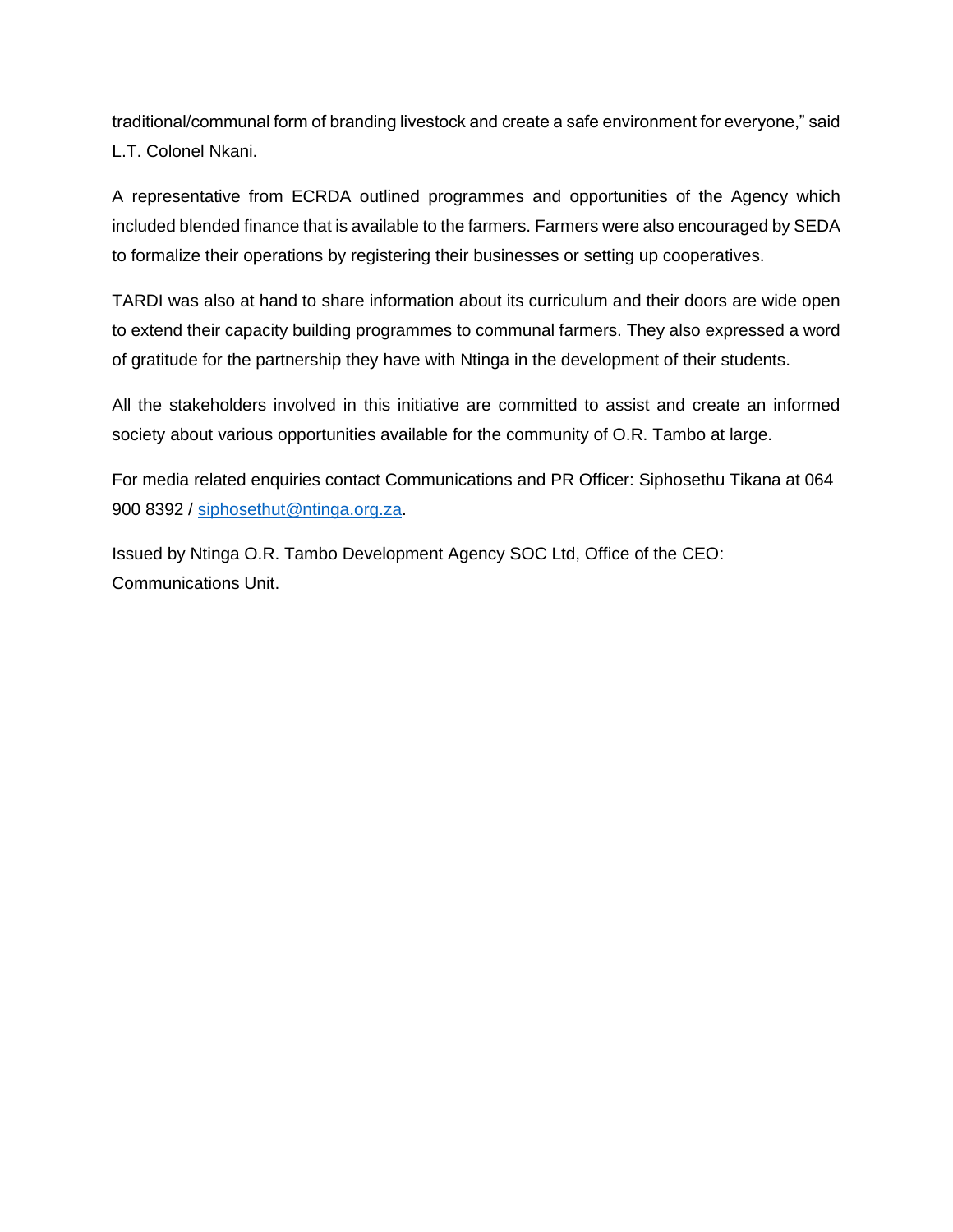traditional/communal form of branding livestock and create a safe environment for everyone," said L.T. Colonel Nkani.

A representative from ECRDA outlined programmes and opportunities of the Agency which included blended finance that is available to the farmers. Farmers were also encouraged by SEDA to formalize their operations by registering their businesses or setting up cooperatives.

TARDI was also at hand to share information about its curriculum and their doors are wide open to extend their capacity building programmes to communal farmers. They also expressed a word of gratitude for the partnership they have with Ntinga in the development of their students.

All the stakeholders involved in this initiative are committed to assist and create an informed society about various opportunities available for the community of O.R. Tambo at large.

For media related enquiries contact Communications and PR Officer: Siphosethu Tikana at 064 900 8392 / siphosethut@ntinga.org.za.

Issued by Ntinga O.R. Tambo Development Agency SOC Ltd, Office of the CEO: Communications Unit.